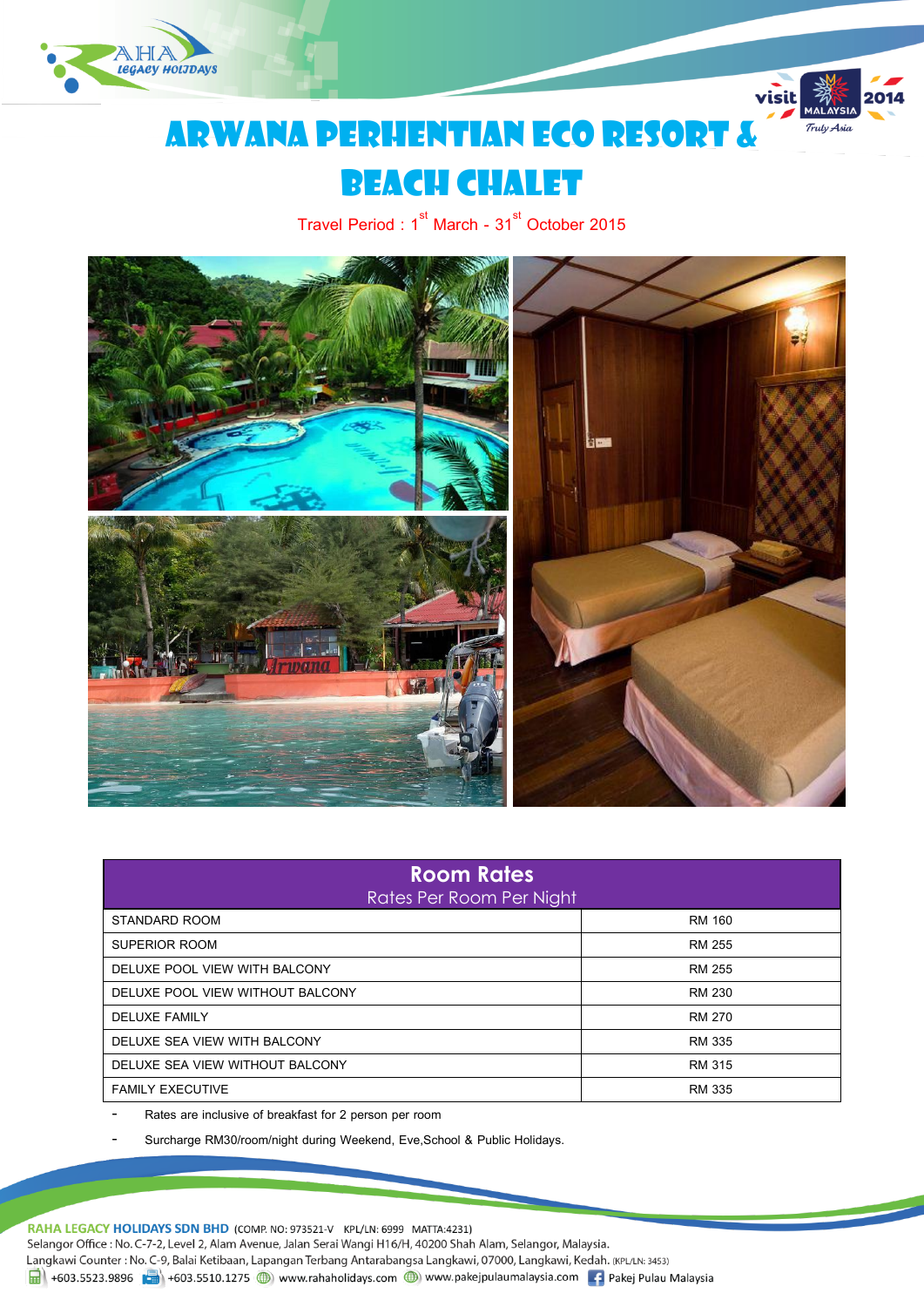# ARWANA PERHENTIAN ECO RESORT & BEACH CHALET

Travel Period : 1st March - 31st October 2015

| Room Rates<br>Rates Per Room Per Night | |
|---|---|
| STANDARD ROOM | RM 160 |
| SUPERIOR ROOM | RM 255 |
| DELUXE POOL VIEW WITH BALCONY | RM 255 |
| DELUXE POOL VIEW WITHOUT BALCONY | RM 230 |
| DELUXE FAMILY | RM 270 |
| DELUXE SEA VIEW WITH BALCONY | RM 335 |
| DELUXE SEA VIEW WITHOUT BALCONY | RM 315 |
| FAMILY EXECUTIVE | RM 335 |

- Rates are inclusive of breakfast for 2 person per room
- Surcharge RM30/room/night during Weekend, Eve,School & Public Holidays.

**RAHA LEGACY HOLIDAYS SDN BHD** (COMP. NO: 973521-V KPL/LN: 6999 MATTA:4231)
Selangor Office : No. C-7-2, Level 2, Alam Avenue, Jalan Serai Wangi H16/H, 40200 Shah Alam, Selangor, Malaysia.
Langkawi Counter : No. C-9, Balai Ketibaan, Lapangan Terbang Antarabangsa Langkawi, 07000, Langkawi, Kedah. (KPL/LN: 3453)
+603.5523.9896 +603.5510.1275 www.rahaholidays.com www.pakejpulaumalaysia.com Pakej Pulau Malaysia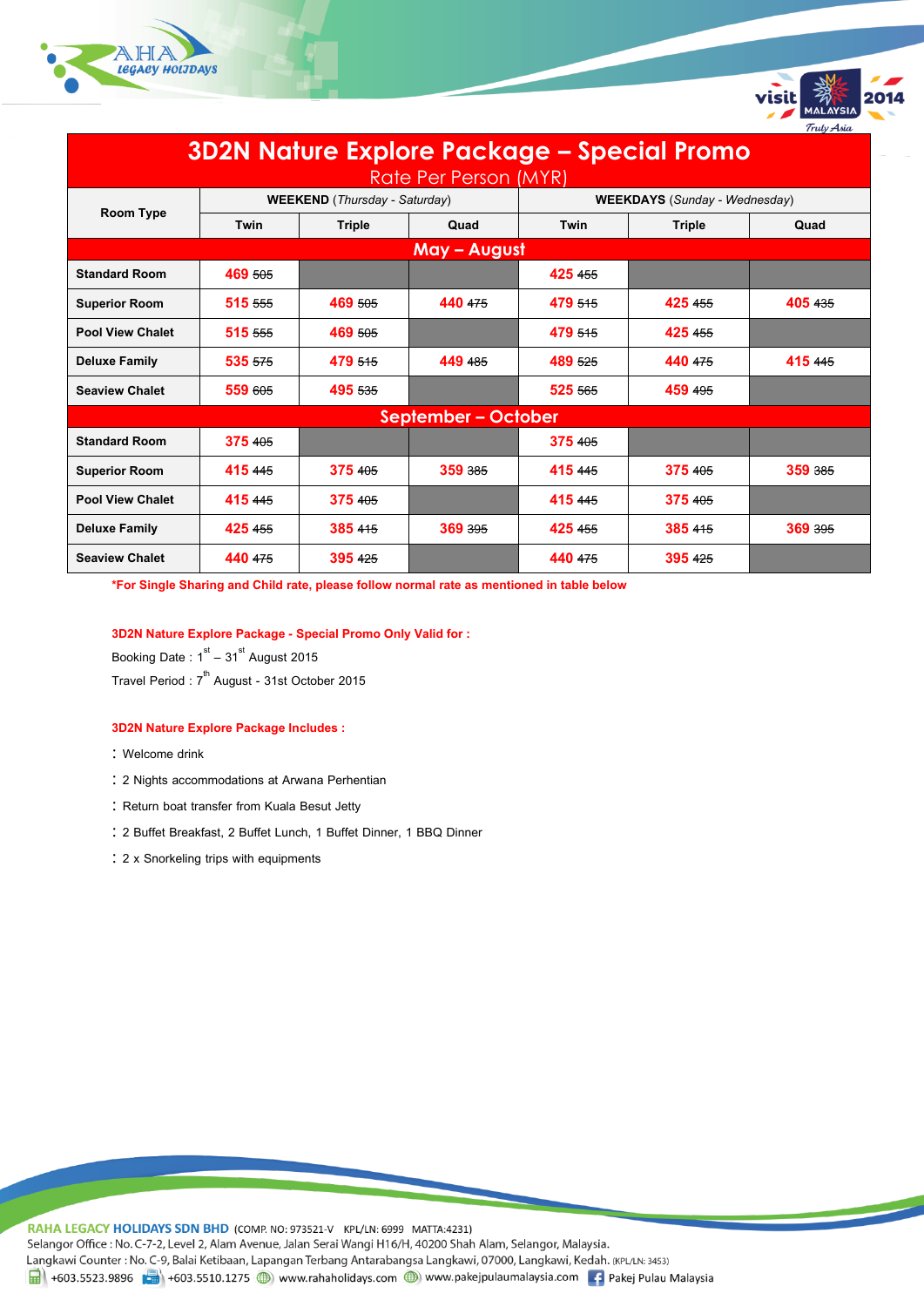# 3D2N Nature Explore Package – Special Promo

Rate Per Person (MYR)

| Room Type | WEEKEND (*Thursday - Saturday*) | | | WEEKDAYS (*Sunday - Wednesday*) | | |
|---|---|---|---|---|---|---|
| | Twin | Triple | Quad | Twin | Triple | Quad |
| **May – August** | | | | | | |
| Standard Room | 469 ~~505~~ | | | 425 ~~455~~ | | |
| Superior Room | 515 ~~555~~ | 469 ~~505~~ | 440 ~~475~~ | 479 ~~515~~ | 425 ~~455~~ | 405 ~~435~~ |
| Pool View Chalet | 515 ~~555~~ | 469 ~~505~~ | | 479 ~~515~~ | 425 ~~455~~ | |
| Deluxe Family | 535 ~~575~~ | 479 ~~515~~ | 449 ~~485~~ | 489 ~~525~~ | 440 ~~475~~ | 415 ~~445~~ |
| Seaview Chalet | 559 ~~605~~ | 495 ~~535~~ | | 525 ~~565~~ | 459 ~~495~~ | |
| **September – October** | | | | | | |
| Standard Room | 375 ~~405~~ | | | 375 ~~405~~ | | |
| Superior Room | 415 ~~445~~ | 375 ~~405~~ | 359 ~~385~~ | 415 ~~445~~ | 375 ~~405~~ | 359 ~~385~~ |
| Pool View Chalet | 415 ~~445~~ | 375 ~~405~~ | | 415 ~~445~~ | 375 ~~405~~ | |
| Deluxe Family | 425 ~~455~~ | 385 ~~415~~ | 369 ~~395~~ | 425 ~~455~~ | 385 ~~415~~ | 369 ~~395~~ |
| Seaview Chalet | 440 ~~475~~ | 395 ~~425~~ | | 440 ~~475~~ | 395 ~~425~~ | |

**\*For Single Sharing and Child rate, please follow normal rate as mentioned in table below**

**3D2N Nature Explore Package - Special Promo Only Valid for :**

Booking Date : 1st – 31st August 2015

Travel Period : 7th August - 31st October 2015

**3D2N Nature Explore Package Includes :**

- Welcome drink
- 2 Nights accommodations at Arwana Perhentian
- Return boat transfer from Kuala Besut Jetty
- 2 Buffet Breakfast, 2 Buffet Lunch, 1 Buffet Dinner, 1 BBQ Dinner
- 2 x Snorkeling trips with equipments

**RAHA LEGACY HOLIDAYS SDN BHD** (COMP. NO: 973521-V KPL/LN: 6999 MATTA:4231)
Selangor Office : No. C-7-2, Level 2, Alam Avenue, Jalan Serai Wangi H16/H, 40200 Shah Alam, Selangor, Malaysia.
Langkawi Counter : No. C-9, Balai Ketibaan, Lapangan Terbang Antarabangsa Langkawi, 07000, Langkawi, Kedah. (KPL/LN: 3453)
+603.5523.9896 +603.5510.1275 www.rahaholidays.com www.pakejpulaumalaysia.com Pakej Pulau Malaysia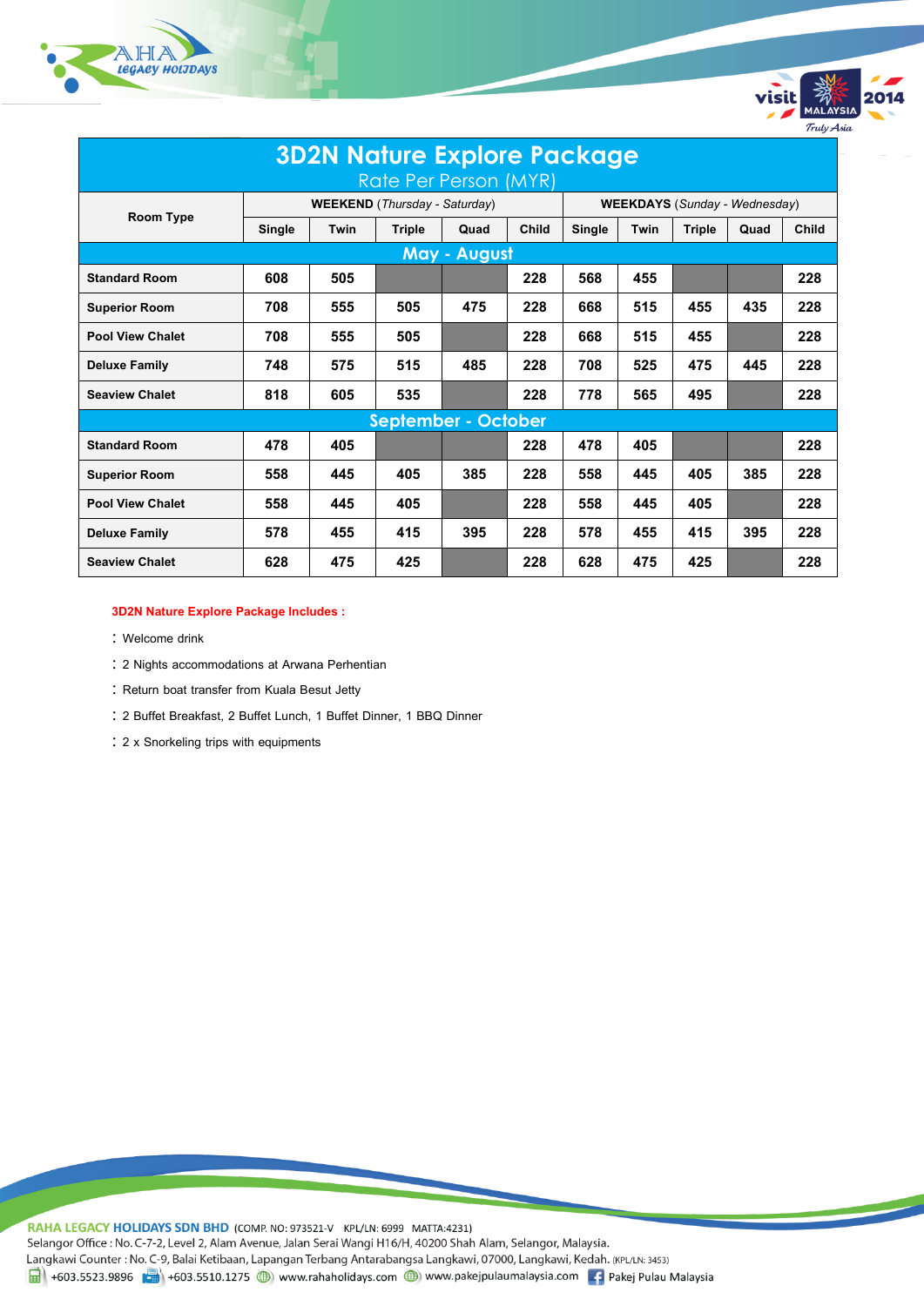# 3D2N Nature Explore Package

Rate Per Person (MYR)

| Room Type | WEEKEND (*Thursday - Saturday*) | | | | | WEEKDAYS (*Sunday - Wednesday*) | | | | |
|---|---|---|---|---|---|---|---|---|---|---|
| | Single | Twin | Triple | Quad | Child | Single | Twin | Triple | Quad | Child |
| **May - August** | | | | | | | | | | |
| Standard Room | 608 | 505 | | | 228 | 568 | 455 | | | 228 |
| Superior Room | 708 | 555 | 505 | 475 | 228 | 668 | 515 | 455 | 435 | 228 |
| Pool View Chalet | 708 | 555 | 505 | | 228 | 668 | 515 | 455 | | 228 |
| Deluxe Family | 748 | 575 | 515 | 485 | 228 | 708 | 525 | 475 | 445 | 228 |
| Seaview Chalet | 818 | 605 | 535 | | 228 | 778 | 565 | 495 | | 228 |
| **September - October** | | | | | | | | | | |
| Standard Room | 478 | 405 | | | 228 | 478 | 405 | | | 228 |
| Superior Room | 558 | 445 | 405 | 385 | 228 | 558 | 445 | 405 | 385 | 228 |
| Pool View Chalet | 558 | 445 | 405 | | 228 | 558 | 445 | 405 | | 228 |
| Deluxe Family | 578 | 455 | 415 | 395 | 228 | 578 | 455 | 415 | 395 | 228 |
| Seaview Chalet | 628 | 475 | 425 | | 228 | 628 | 475 | 425 | | 228 |

**3D2N Nature Explore Package Includes :**

- Welcome drink
- 2 Nights accommodations at Arwana Perhentian
- Return boat transfer from Kuala Besut Jetty
- 2 Buffet Breakfast, 2 Buffet Lunch, 1 Buffet Dinner, 1 BBQ Dinner
- 2 x Snorkeling trips with equipments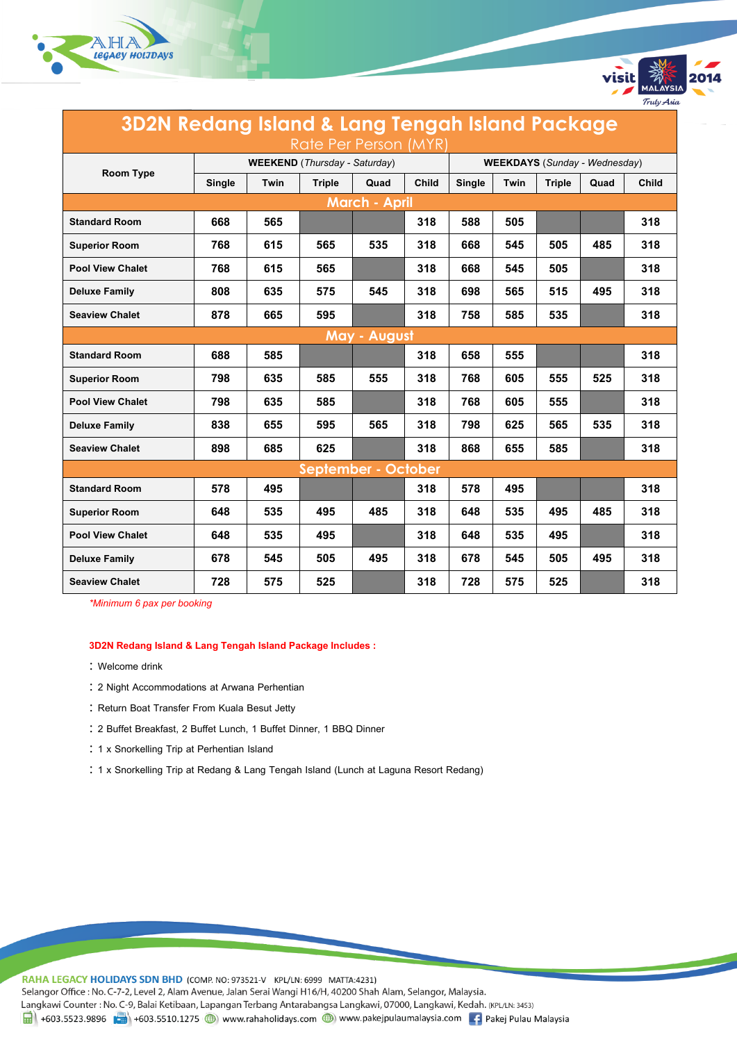# 3D2N Redang Island & Lang Tengah Island Package

Rate Per Person (MYR)

| Room Type | WEEKEND (*Thursday - Saturday*) | | | | | WEEKDAYS (*Sunday - Wednesday*) | | | | |
|---|---|---|---|---|---|---|---|---|---|---|
| | Single | Twin | Triple | Quad | Child | Single | Twin | Triple | Quad | Child |
| **March - April** | | | | | | | | | | |
| Standard Room | 668 | 565 | | | 318 | 588 | 505 | | | 318 |
| Superior Room | 768 | 615 | 565 | 535 | 318 | 668 | 545 | 505 | 485 | 318 |
| Pool View Chalet | 768 | 615 | 565 | | 318 | 668 | 545 | 505 | | 318 |
| Deluxe Family | 808 | 635 | 575 | 545 | 318 | 698 | 565 | 515 | 495 | 318 |
| Seaview Chalet | 878 | 665 | 595 | | 318 | 758 | 585 | 535 | | 318 |
| **May - August** | | | | | | | | | | |
| Standard Room | 688 | 585 | | | 318 | 658 | 555 | | | 318 |
| Superior Room | 798 | 635 | 585 | 555 | 318 | 768 | 605 | 555 | 525 | 318 |
| Pool View Chalet | 798 | 635 | 585 | | 318 | 768 | 605 | 555 | | 318 |
| Deluxe Family | 838 | 655 | 595 | 565 | 318 | 798 | 625 | 565 | 535 | 318 |
| Seaview Chalet | 898 | 685 | 625 | | 318 | 868 | 655 | 585 | | 318 |
| **September - October** | | | | | | | | | | |
| Standard Room | 578 | 495 | | | 318 | 578 | 495 | | | 318 |
| Superior Room | 648 | 535 | 495 | 485 | 318 | 648 | 535 | 495 | 485 | 318 |
| Pool View Chalet | 648 | 535 | 495 | | 318 | 648 | 535 | 495 | | 318 |
| Deluxe Family | 678 | 545 | 505 | 495 | 318 | 678 | 545 | 505 | 495 | 318 |
| Seaview Chalet | 728 | 575 | 525 | | 318 | 728 | 575 | 525 | | 318 |

*\*Minimum 6 pax per booking*

**3D2N Redang Island & Lang Tengah Island Package Includes :**

- Welcome drink
- 2 Night Accommodations at Arwana Perhentian
- Return Boat Transfer From Kuala Besut Jetty
- 2 Buffet Breakfast, 2 Buffet Lunch, 1 Buffet Dinner, 1 BBQ Dinner
- 1 x Snorkelling Trip at Perhentian Island
- 1 x Snorkelling Trip at Redang & Lang Tengah Island (Lunch at Laguna Resort Redang)

**RAHA LEGACY HOLIDAYS SDN BHD** (COMP. NO: 973521-V KPL/LN: 6999 MATTA:4231)
Selangor Office : No. C-7-2, Level 2, Alam Avenue, Jalan Serai Wangi H16/H, 40200 Shah Alam, Selangor, Malaysia.
Langkawi Counter : No. C-9, Balai Ketibaan, Lapangan Terbang Antarabangsa Langkawi, 07000, Langkawi, Kedah. (KPL/LN: 3453)
+603.5523.9896 +603.5510.1275 www.rahaholidays.com www.pakejpulaumalaysia.com Pakej Pulau Malaysia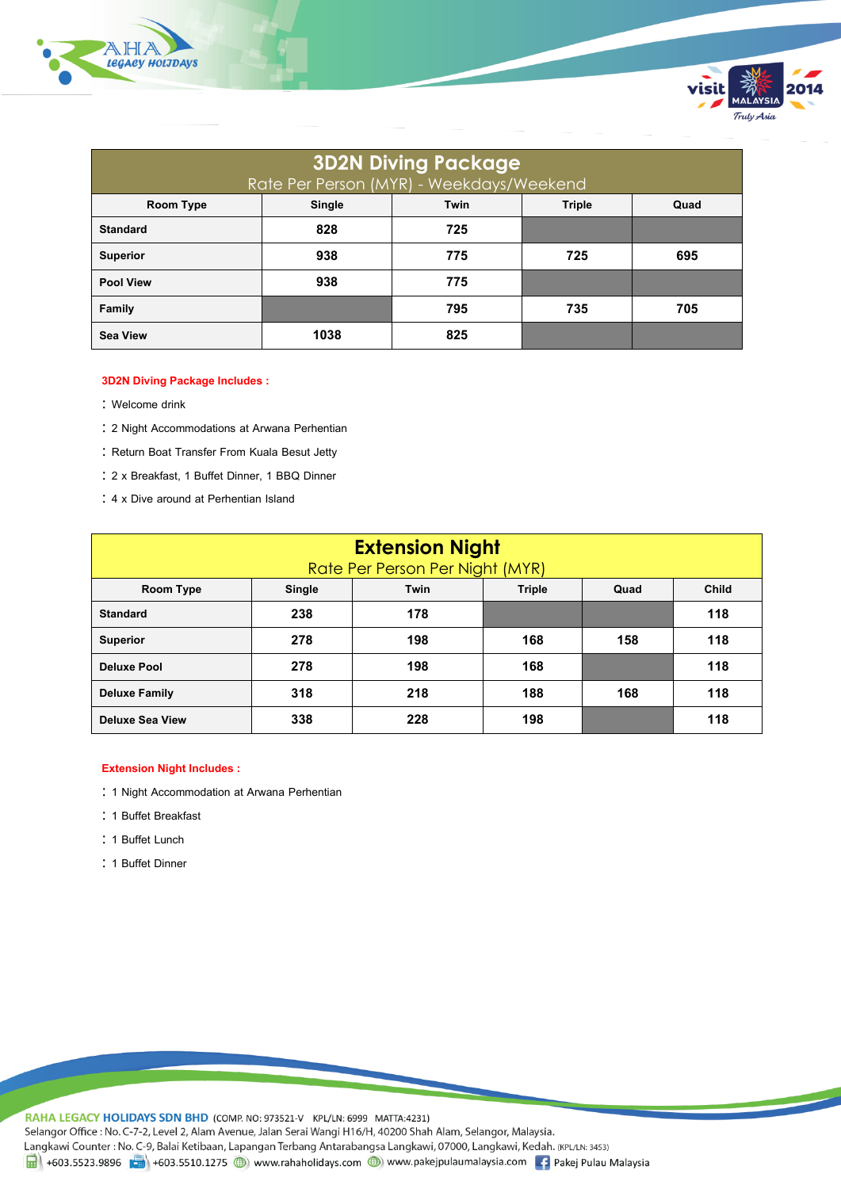| 3D2N Diving Package<br>Rate Per Person (MYR) - Weekdays/Weekend | | | | |
|---|---|---|---|---|
| **Room Type** | **Single** | **Twin** | **Triple** | **Quad** |
| **Standard** | 828 | 725 | | |
| **Superior** | 938 | 775 | 725 | 695 |
| **Pool View** | 938 | 775 | | |
| **Family** | | 795 | 735 | 705 |
| **Sea View** | 1038 | 825 | | |

**3D2N Diving Package Includes :**

: Welcome drink

: 2 Night Accommodations at Arwana Perhentian

: Return Boat Transfer From Kuala Besut Jetty

: 2 x Breakfast, 1 Buffet Dinner, 1 BBQ Dinner

: 4 x Dive around at Perhentian Island

| Extension Night<br>Rate Per Person Per Night (MYR) | | | | | |
|---|---|---|---|---|---|
| **Room Type** | **Single** | **Twin** | **Triple** | **Quad** | **Child** |
| **Standard** | 238 | 178 | | | 118 |
| **Superior** | 278 | 198 | 168 | 158 | 118 |
| **Deluxe Pool** | 278 | 198 | 168 | | 118 |
| **Deluxe Family** | 318 | 218 | 188 | 168 | 118 |
| **Deluxe Sea View** | 338 | 228 | 198 | | 118 |

**Extension Night Includes :**

: 1 Night Accommodation at Arwana Perhentian

: 1 Buffet Breakfast

: 1 Buffet Lunch

: 1 Buffet Dinner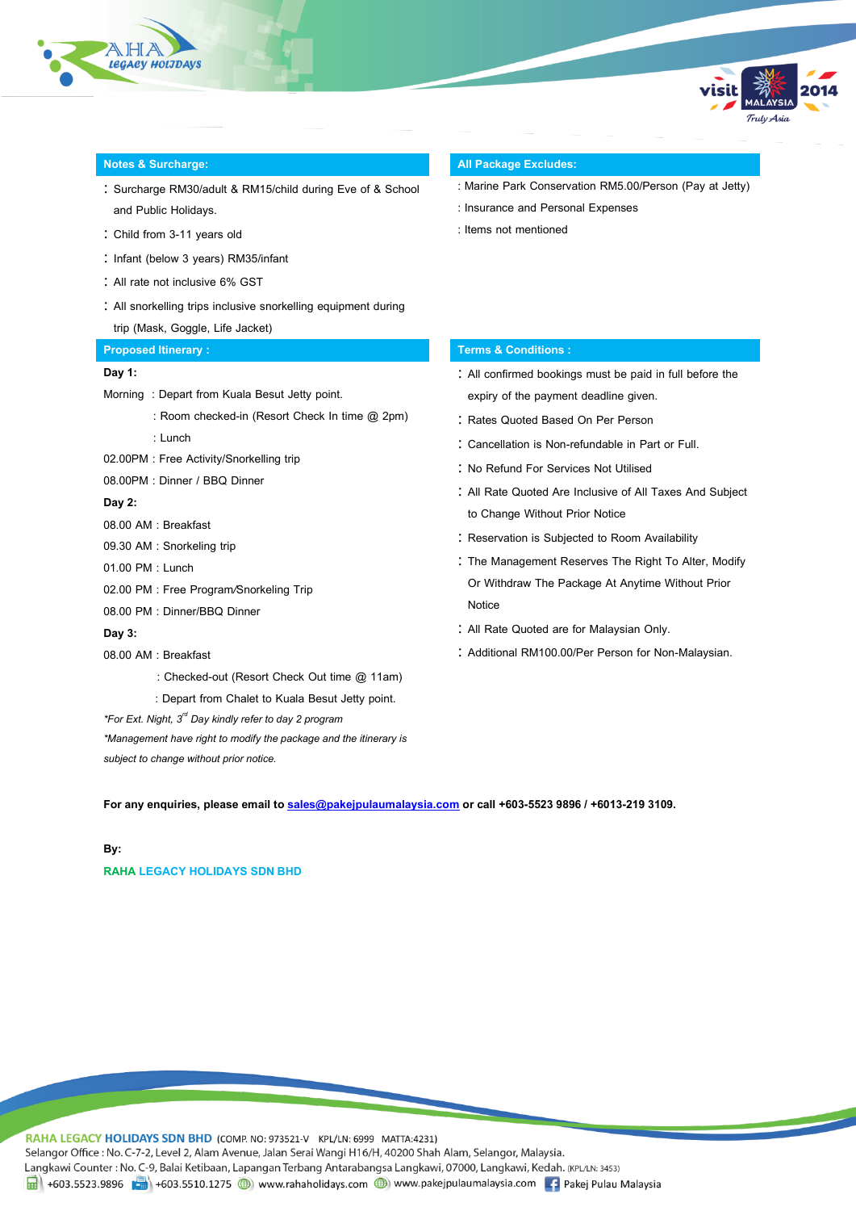## Notes & Surcharge:

: Surcharge RM30/adult & RM15/child during Eve of & School and Public Holidays.

: Child from 3-11 years old

: Infant (below 3 years) RM35/infant

: All rate not inclusive 6% GST

: All snorkelling trips inclusive snorkelling equipment during trip (Mask, Goggle, Life Jacket)

## Proposed Itinerary :

**Day 1:**

Morning : Depart from Kuala Besut Jetty point.

: Room checked-in (Resort Check In time @ 2pm)

: Lunch

02.00PM : Free Activity/Snorkelling trip

08.00PM : Dinner / BBQ Dinner

**Day 2:**

08.00 AM : Breakfast

09.30 AM : Snorkeling trip

01.00 PM : Lunch

02.00 PM : Free Program/Snorkeling Trip

08.00 PM : Dinner/BBQ Dinner

**Day 3:**

08.00 AM : Breakfast

: Checked-out (Resort Check Out time @ 11am)

: Depart from Chalet to Kuala Besut Jetty point.

*For Ext. Night, 3rd Day kindly refer to day 2 program*

*Management have right to modify the package and the itinerary is subject to change without prior notice.*

## All Package Excludes:

: Marine Park Conservation RM5.00/Person (Pay at Jetty)

: Insurance and Personal Expenses

: Items not mentioned

## Terms & Conditions :

: All confirmed bookings must be paid in full before the expiry of the payment deadline given.

: Rates Quoted Based On Per Person

: Cancellation is Non-refundable in Part or Full.

: No Refund For Services Not Utilised

: All Rate Quoted Are Inclusive of All Taxes And Subject to Change Without Prior Notice

: Reservation is Subjected to Room Availability

: The Management Reserves The Right To Alter, Modify Or Withdraw The Package At Anytime Without Prior Notice

: All Rate Quoted are for Malaysian Only.

: Additional RM100.00/Per Person for Non-Malaysian.

**For any enquiries, please email to sales@pakejpulaumalaysia.com or call +603-5523 9896 / +6013-219 3109.**

**By:**

**RAHA LEGACY HOLIDAYS SDN BHD**

RAHA LEGACY HOLIDAYS SDN BHD (COMP. NO: 973521-V KPL/LN: 6999 MATTA:4231)
Selangor Office : No. C-7-2, Level 2, Alam Avenue, Jalan Serai Wangi H16/H, 40200 Shah Alam, Selangor, Malaysia.
Langkawi Counter : No. C-9, Balai Ketibaan, Lapangan Terbang Antarabangsa Langkawi, 07000, Langkawi, Kedah. (KPL/LN: 3453)
+603.5523.9896 +603.5510.1275 www.rahaholidays.com www.pakejpulaumalaysia.com Pakej Pulau Malaysia